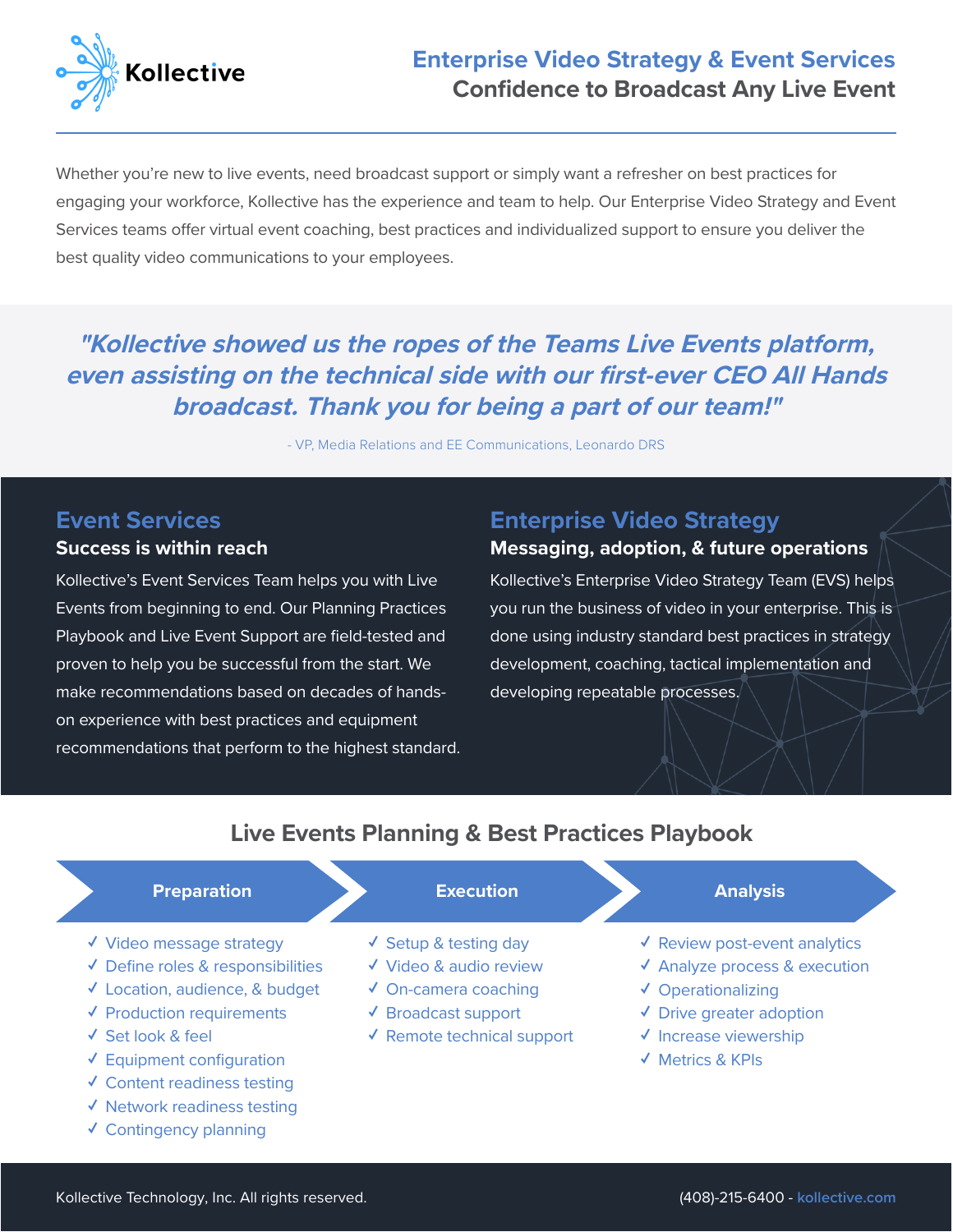Kollective

# Enterprise Video Strategy & Event Services

## Confidence to Broadcast Any Live Event

Whether you're new to live events, need broadcast support or simply want a refresher on best practices for engaging your workforce, Kollective has the experience and team to help. Our Enterprise Video Strategy and Event Services teams offer virtual event coaching, best practices and individualized support to ensure you deliver the best quality video communications to your employees.

> ***"Kollective showed us the ropes of the Teams Live Events platform, even assisting on the technical side with our first-ever CEO All Hands broadcast. Thank you for being a part of our team!"***
>
> - VP, Media Relations and EE Communications, Leonardo DRS

## Event Services

### Success is within reach

Kollective's Event Services Team helps you with Live Events from beginning to end. Our Planning Practices Playbook and Live Event Support are field-tested and proven to help you be successful from the start. We make recommendations based on decades of hands-on experience with best practices and equipment recommendations that perform to the highest standard.

## Enterprise Video Strategy

### Messaging, adoption, & future operations

Kollective's Enterprise Video Strategy Team (EVS) helps you run the business of video in your enterprise. This is done using industry standard best practices in strategy development, coaching, tactical implementation and developing repeatable processes.

## Live Events Planning & Best Practices Playbook

### Preparation

- ✓ Video message strategy
- ✓ Define roles & responsibilities
- ✓ Location, audience, & budget
- ✓ Production requirements
- ✓ Set look & feel
- ✓ Equipment configuration
- ✓ Content readiness testing
- ✓ Network readiness testing
- ✓ Contingency planning

### Execution

- ✓ Setup & testing day
- ✓ Video & audio review
- ✓ On-camera coaching
- ✓ Broadcast support
- ✓ Remote technical support

### Analysis

- ✓ Review post-event analytics
- ✓ Analyze process & execution
- ✓ Operationalizing
- ✓ Drive greater adoption
- ✓ Increase viewership
- ✓ Metrics & KPIs

Kollective Technology, Inc. All rights reserved.

(408)-215-6400 - kollective.com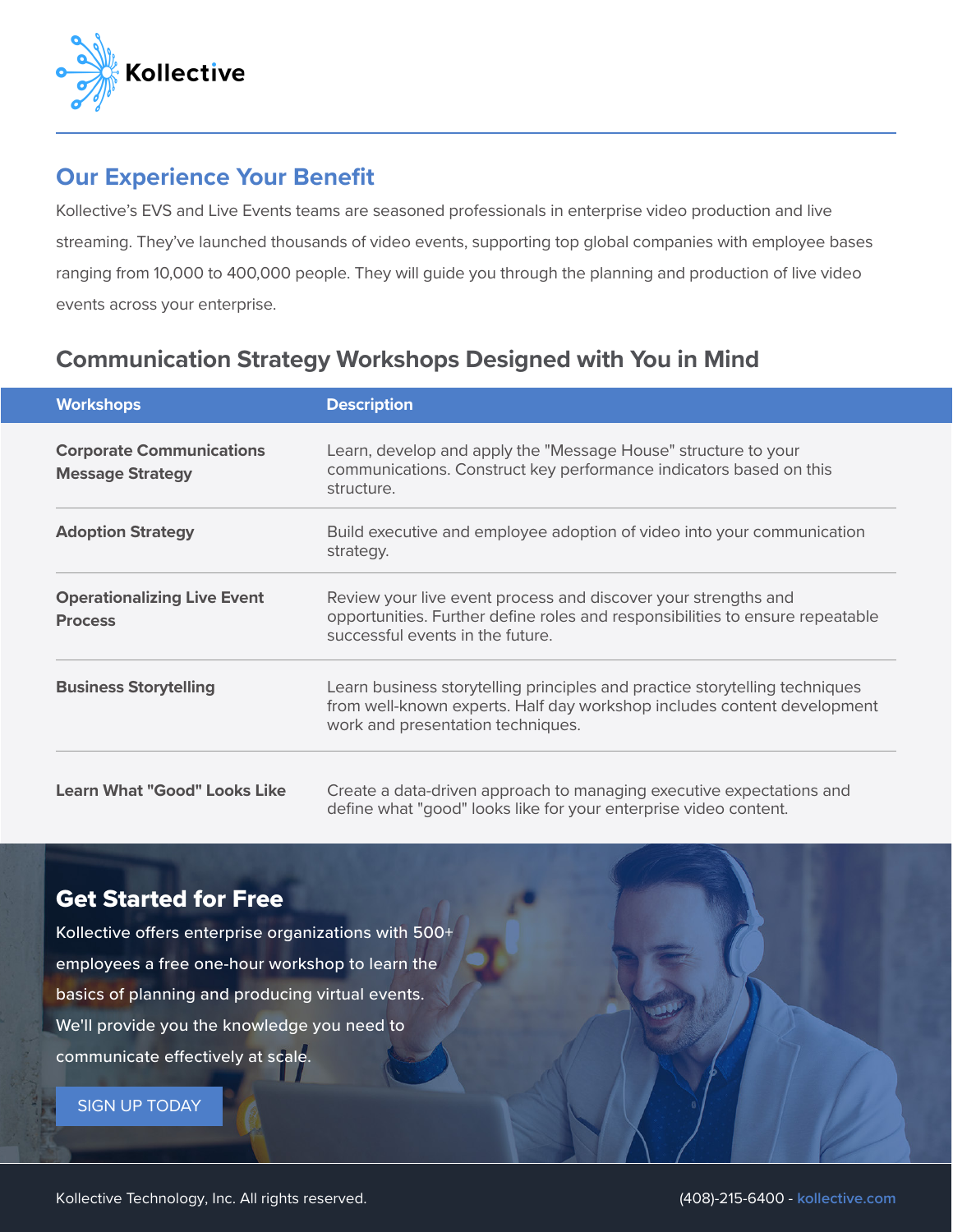Kollective

## Our Experience Your Benefit

Kollective's EVS and Live Events teams are seasoned professionals in enterprise video production and live streaming. They've launched thousands of video events, supporting top global companies with employee bases ranging from 10,000 to 400,000 people. They will guide you through the planning and production of live video events across your enterprise.

## Communication Strategy Workshops Designed with You in Mind

| Workshops | Description |
|---|---|
| **Corporate Communications Message Strategy** | Learn, develop and apply the "Message House" structure to your communications. Construct key performance indicators based on this structure. |
| **Adoption Strategy** | Build executive and employee adoption of video into your communication strategy. |
| **Operationalizing Live Event Process** | Review your live event process and discover your strengths and opportunities. Further define roles and responsibilities to ensure repeatable successful events in the future. |
| **Business Storytelling** | Learn business storytelling principles and practice storytelling techniques from well-known experts. Half day workshop includes content development work and presentation techniques. |
| **Learn What "Good" Looks Like** | Create a data-driven approach to managing executive expectations and define what "good" looks like for your enterprise video content. |

## Get Started for Free

Kollective offers enterprise organizations with 500+ employees a free one-hour workshop to learn the basics of planning and producing virtual events. We'll provide you the knowledge you need to communicate effectively at scale.

SIGN UP TODAY

Kollective Technology, Inc. All rights reserved.

(408)-215-6400 - kollective.com